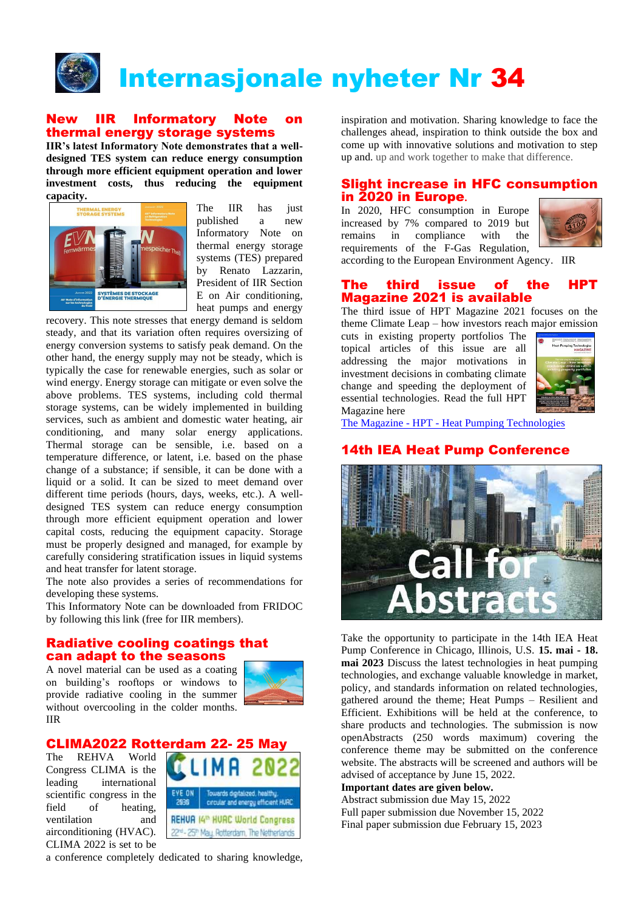# Internasjonale nyheter Nr 34

## New IIR Informatory Note on thermal energy storage systems

**IIR's latest Informatory Note demonstrates that a well-designed TES system can reduce energy consumption through more efficient equipment operation and lower investment costs, thus reducing the equipment capacity.**

The IIR has just published a new Informatory Note on thermal energy storage systems (TES) prepared by Renato Lazzarin, President of IIR Section E on Air conditioning, heat pumps and energy recovery. This note stresses that energy demand is seldom steady, and that its variation often requires oversizing of energy conversion systems to satisfy peak demand. On the other hand, the energy supply may not be steady, which is typically the case for renewable energies, such as solar or wind energy. Energy storage can mitigate or even solve the above problems. TES systems, including cold thermal storage systems, can be widely implemented in building services, such as ambient and domestic water heating, air conditioning, and many solar energy applications. Thermal storage can be sensible, i.e. based on a temperature difference, or latent, i.e. based on the phase change of a substance; if sensible, it can be done with a liquid or a solid. It can be sized to meet demand over different time periods (hours, days, weeks, etc.). A well-designed TES system can reduce energy consumption through more efficient equipment operation and lower capital costs, reducing the equipment capacity. Storage must be properly designed and managed, for example by carefully considering stratification issues in liquid systems and heat transfer for latent storage.

The note also provides a series of recommendations for developing these systems.

This Informatory Note can be downloaded from FRIDOC by following this link (free for IIR members).

## Radiative cooling coatings that can adapt to the seasons

A novel material can be used as a coating on building's rooftops or windows to provide radiative cooling in the summer without overcooling in the colder months. IIR

## CLIMA2022 Rotterdam 22- 25 May

The REHVA World Congress CLIMA is the leading international scientific congress in the field of heating, ventilation and airconditioning (HVAC). CLIMA 2022 is set to be a conference completely dedicated to sharing knowledge, inspiration and motivation. Sharing knowledge to face the challenges ahead, inspiration to think outside the box and come up with innovative solutions and motivation to step up and. up and work together to make that difference.

## Slight increase in HFC consumption in 2020 in Europe.

In 2020, HFC consumption in Europe increased by 7% compared to 2019 but remains in compliance with the requirements of the F-Gas Regulation, according to the European Environment Agency. IIR

## The third issue of the HPT Magazine 2021 is available

The third issue of HPT Magazine 2021 focuses on the theme Climate Leap – how investors reach major emission cuts in existing property portfolios The topical articles of this issue are all addressing the major motivations in investment decisions in combating climate change and speeding the deployment of essential technologies. Read the full HPT Magazine here

The Magazine - HPT - Heat Pumping Technologies

## 14th IEA Heat Pump Conference

Call for Abstracts

Take the opportunity to participate in the 14th IEA Heat Pump Conference in Chicago, Illinois, U.S. **15. mai - 18. mai 2023** Discuss the latest technologies in heat pumping technologies, and exchange valuable knowledge in market, policy, and standards information on related technologies, gathered around the theme; Heat Pumps – Resilient and Efficient. Exhibitions will be held at the conference, to share products and technologies. The submission is now openAbstracts (250 words maximum) covering the conference theme may be submitted on the conference website. The abstracts will be screened and authors will be advised of acceptance by June 15, 2022.

**Important dates are given below.**

Abstract submission due May 15, 2022
Full paper submission due November 15, 2022
Final paper submission due February 15, 2023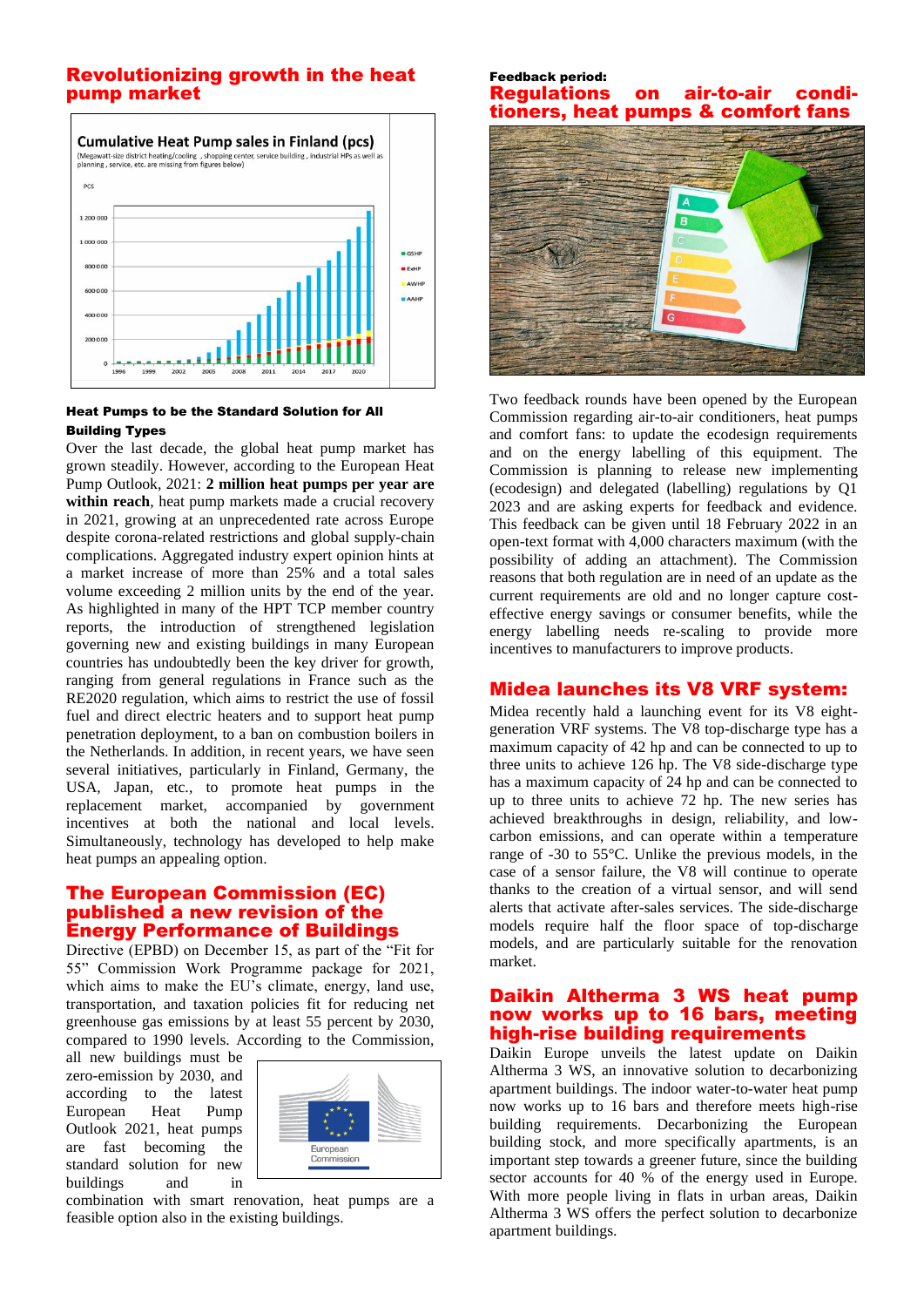## Revolutionizing growth in the heat pump market

### Heat Pumps to be the Standard Solution for All Building Types

Over the last decade, the global heat pump market has grown steadily. However, according to the European Heat Pump Outlook, 2021: **2 million heat pumps per year are within reach**, heat pump markets made a crucial recovery in 2021, growing at an unprecedented rate across Europe despite corona-related restrictions and global supply-chain complications. Aggregated industry expert opinion hints at a market increase of more than 25% and a total sales volume exceeding 2 million units by the end of the year. As highlighted in many of the HPT TCP member country reports, the introduction of strengthened legislation governing new and existing buildings in many European countries has undoubtedly been the key driver for growth, ranging from general regulations in France such as the RE2020 regulation, which aims to restrict the use of fossil fuel and direct electric heaters and to support heat pump penetration deployment, to a ban on combustion boilers in the Netherlands. In addition, in recent years, we have seen several initiatives, particularly in Finland, Germany, the USA, Japan, etc., to promote heat pumps in the replacement market, accompanied by government incentives at both the national and local levels. Simultaneously, technology has developed to help make heat pumps an appealing option.

## The European Commission (EC) published a new revision of the Energy Performance of Buildings

Directive (EPBD) on December 15, as part of the "Fit for 55" Commission Work Programme package for 2021, which aims to make the EU's climate, energy, land use, transportation, and taxation policies fit for reducing net greenhouse gas emissions by at least 55 percent by 2030, compared to 1990 levels. According to the Commission, all new buildings must be zero-emission by 2030, and according to the latest European Heat Pump Outlook 2021, heat pumps are fast becoming the standard solution for new buildings and in combination with smart renovation, heat pumps are a feasible option also in the existing buildings.

Feedback period:

## Regulations on air-to-air conditioners, heat pumps & comfort fans

Two feedback rounds have been opened by the European Commission regarding air-to-air conditioners, heat pumps and comfort fans: to update the ecodesign requirements and on the energy labelling of this equipment. The Commission is planning to release new implementing (ecodesign) and delegated (labelling) regulations by Q1 2023 and are asking experts for feedback and evidence. This feedback can be given until 18 February 2022 in an open-text format with 4,000 characters maximum (with the possibility of adding an attachment). The Commission reasons that both regulation are in need of an update as the current requirements are old and no longer capture cost-effective energy savings or consumer benefits, while the energy labelling needs re-scaling to provide more incentives to manufacturers to improve products.

## Midea launches its V8 VRF system:

Midea recently held a launching event for its V8 eight-generation VRF systems. The V8 top-discharge type has a maximum capacity of 42 hp and can be connected to up to three units to achieve 126 hp. The V8 side-discharge type has a maximum capacity of 24 hp and can be connected to up to three units to achieve 72 hp. The new series has achieved breakthroughs in design, reliability, and low-carbon emissions, and can operate within a temperature range of -30 to 55°C. Unlike the previous models, in the case of a sensor failure, the V8 will continue to operate thanks to the creation of a virtual sensor, and will send alerts that activate after-sales services. The side-discharge models require half the floor space of top-discharge models, and are particularly suitable for the renovation market.

## Daikin Altherma 3 WS heat pump now works up to 16 bars, meeting high-rise building requirements

Daikin Europe unveils the latest update on Daikin Altherma 3 WS, an innovative solution to decarbonizing apartment buildings. The indoor water-to-water heat pump now works up to 16 bars and therefore meets high-rise building requirements. Decarbonizing the European building stock, and more specifically apartments, is an important step towards a greener future, since the building sector accounts for 40 % of the energy used in Europe. With more people living in flats in urban areas, Daikin Altherma 3 WS offers the perfect solution to decarbonize apartment buildings.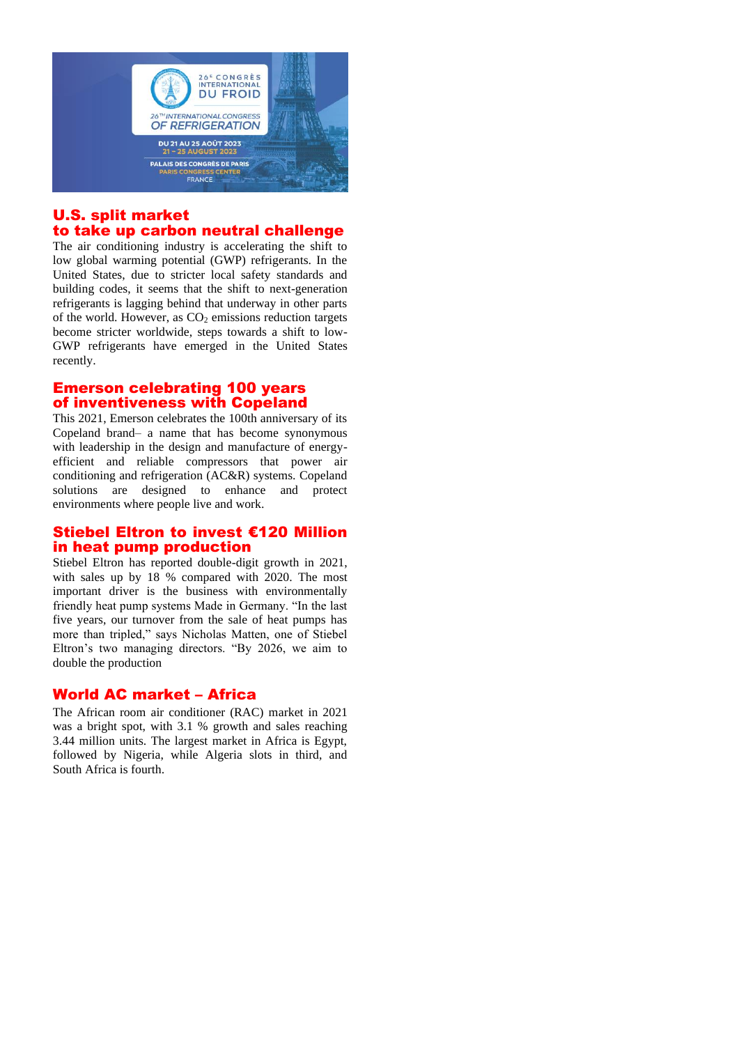## U.S. split market to take up carbon neutral challenge

The air conditioning industry is accelerating the shift to low global warming potential (GWP) refrigerants. In the United States, due to stricter local safety standards and building codes, it seems that the shift to next-generation refrigerants is lagging behind that underway in other parts of the world. However, as $CO_2$ emissions reduction targets become stricter worldwide, steps towards a shift to low-GWP refrigerants have emerged in the United States recently.

## Emerson celebrating 100 years of inventiveness with Copeland

This 2021, Emerson celebrates the 100th anniversary of its Copeland brand– a name that has become synonymous with leadership in the design and manufacture of energy-efficient and reliable compressors that power air conditioning and refrigeration (AC&R) systems. Copeland solutions are designed to enhance and protect environments where people live and work.

## Stiebel Eltron to invest €120 Million in heat pump production

Stiebel Eltron has reported double-digit growth in 2021, with sales up by 18 % compared with 2020. The most important driver is the business with environmentally friendly heat pump systems Made in Germany. "In the last five years, our turnover from the sale of heat pumps has more than tripled," says Nicholas Matten, one of Stiebel Eltron's two managing directors. "By 2026, we aim to double the production

## World AC market – Africa

The African room air conditioner (RAC) market in 2021 was a bright spot, with 3.1 % growth and sales reaching 3.44 million units. The largest market in Africa is Egypt, followed by Nigeria, while Algeria slots in third, and South Africa is fourth.